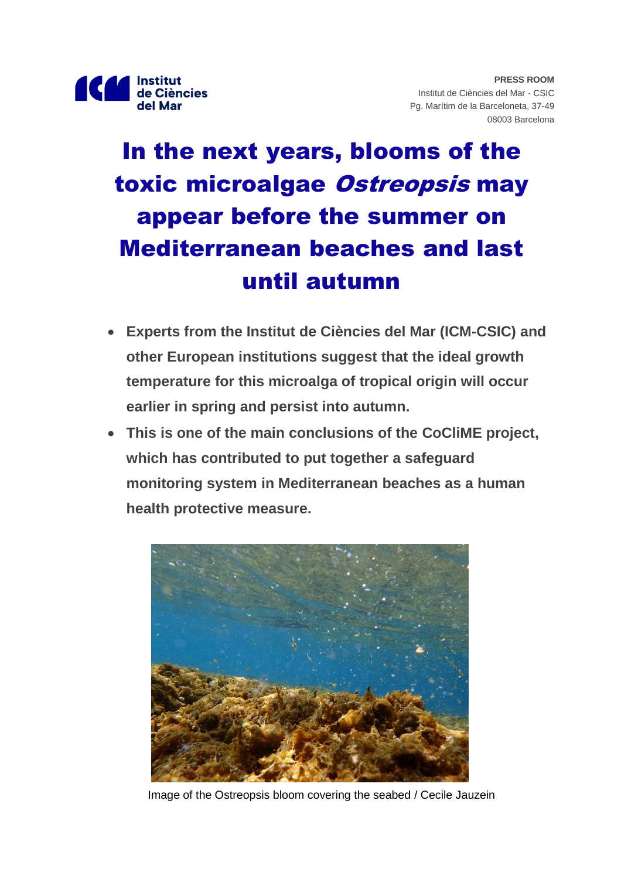**PRESS ROOM**
Institut de Ciències del Mar - CSIC
Pg. Marítim de la Barceloneta, 37-49
08003 Barcelona

# In the next years, blooms of the toxic microalgae *Ostreopsis* may appear before the summer on Mediterranean beaches and last until autumn

- **Experts from the Institut de Ciències del Mar (ICM-CSIC) and other European institutions suggest that the ideal growth temperature for this microalga of tropical origin will occur earlier in spring and persist into autumn.**
- **This is one of the main conclusions of the CoCliME project, which has contributed to put together a safeguard monitoring system in Mediterranean beaches as a human health protective measure.**

Image of the Ostreopsis bloom covering the seabed / Cecile Jauzein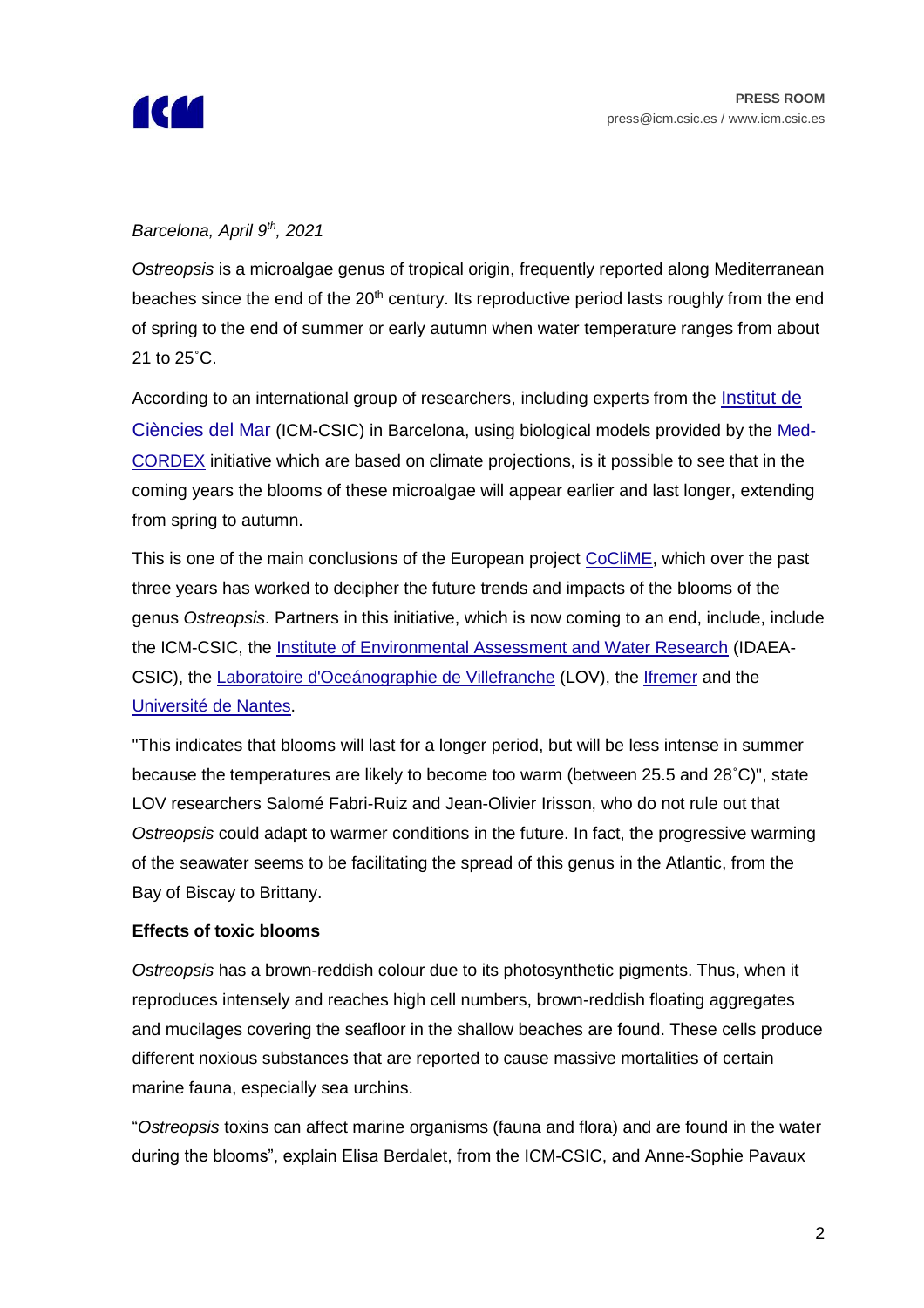*Barcelona, April 9th, 2021*

*Ostreopsis* is a microalgae genus of tropical origin, frequently reported along Mediterranean beaches since the end of the 20th century. Its reproductive period lasts roughly from the end of spring to the end of summer or early autumn when water temperature ranges from about 21 to 25˚C.

According to an international group of researchers, including experts from the Institut de Ciències del Mar (ICM-CSIC) in Barcelona, using biological models provided by the Med-CORDEX initiative which are based on climate projections, is it possible to see that in the coming years the blooms of these microalgae will appear earlier and last longer, extending from spring to autumn.

This is one of the main conclusions of the European project CoCliME, which over the past three years has worked to decipher the future trends and impacts of the blooms of the genus *Ostreopsis*. Partners in this initiative, which is now coming to an end, include, include the ICM-CSIC, the Institute of Environmental Assessment and Water Research (IDAEA-CSIC), the Laboratoire d'Océánographie de Villefranche (LOV), the Ifremer and the Université de Nantes.

"This indicates that blooms will last for a longer period, but will be less intense in summer because the temperatures are likely to become too warm (between 25.5 and 28˚C)", state LOV researchers Salomé Fabri-Ruiz and Jean-Olivier Irisson, who do not rule out that *Ostreopsis* could adapt to warmer conditions in the future. In fact, the progressive warming of the seawater seems to be facilitating the spread of this genus in the Atlantic, from the Bay of Biscay to Brittany.

**Effects of toxic blooms**

*Ostreopsis* has a brown-reddish colour due to its photosynthetic pigments. Thus, when it reproduces intensely and reaches high cell numbers, brown-reddish floating aggregates and mucilages covering the seafloor in the shallow beaches are found. These cells produce different noxious substances that are reported to cause massive mortalities of certain marine fauna, especially sea urchins.

"*Ostreopsis* toxins can affect marine organisms (fauna and flora) and are found in the water during the blooms", explain Elisa Berdalet, from the ICM-CSIC, and Anne-Sophie Pavaux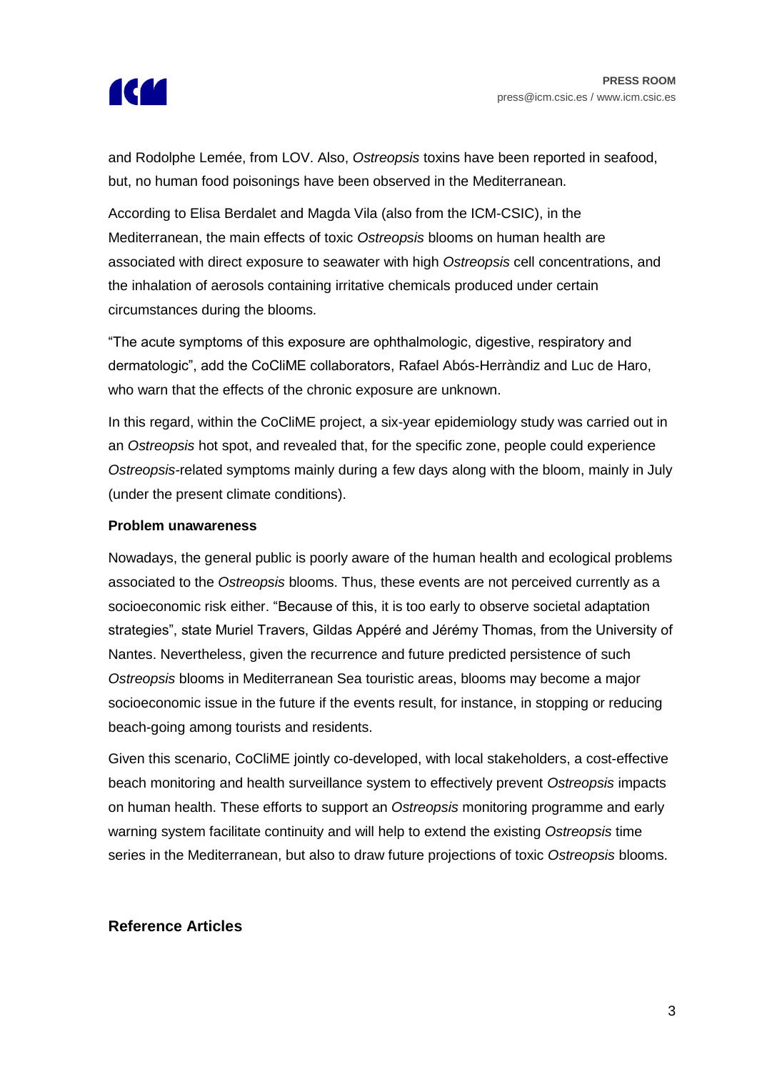and Rodolphe Lemée, from LOV. Also, *Ostreopsis* toxins have been reported in seafood, but, no human food poisonings have been observed in the Mediterranean.

According to Elisa Berdalet and Magda Vila (also from the ICM-CSIC), in the Mediterranean, the main effects of toxic *Ostreopsis* blooms on human health are associated with direct exposure to seawater with high *Ostreopsis* cell concentrations, and the inhalation of aerosols containing irritative chemicals produced under certain circumstances during the blooms.

"The acute symptoms of this exposure are ophthalmologic, digestive, respiratory and dermatologic", add the CoCliME collaborators, Rafael Abós-Herràndiz and Luc de Haro, who warn that the effects of the chronic exposure are unknown.

In this regard, within the CoCliME project, a six-year epidemiology study was carried out in an *Ostreopsis* hot spot, and revealed that, for the specific zone, people could experience *Ostreopsis*-related symptoms mainly during a few days along with the bloom, mainly in July (under the present climate conditions).

**Problem unawareness**

Nowadays, the general public is poorly aware of the human health and ecological problems associated to the *Ostreopsis* blooms. Thus, these events are not perceived currently as a socioeconomic risk either. "Because of this, it is too early to observe societal adaptation strategies", state Muriel Travers, Gildas Appéré and Jérémy Thomas, from the University of Nantes. Nevertheless, given the recurrence and future predicted persistence of such *Ostreopsis* blooms in Mediterranean Sea touristic areas, blooms may become a major socioeconomic issue in the future if the events result, for instance, in stopping or reducing beach-going among tourists and residents.

Given this scenario, CoCliME jointly co-developed, with local stakeholders, a cost-effective beach monitoring and health surveillance system to effectively prevent *Ostreopsis* impacts on human health. These efforts to support an *Ostreopsis* monitoring programme and early warning system facilitate continuity and will help to extend the existing *Ostreopsis* time series in the Mediterranean, but also to draw future projections of toxic *Ostreopsis* blooms.

## Reference Articles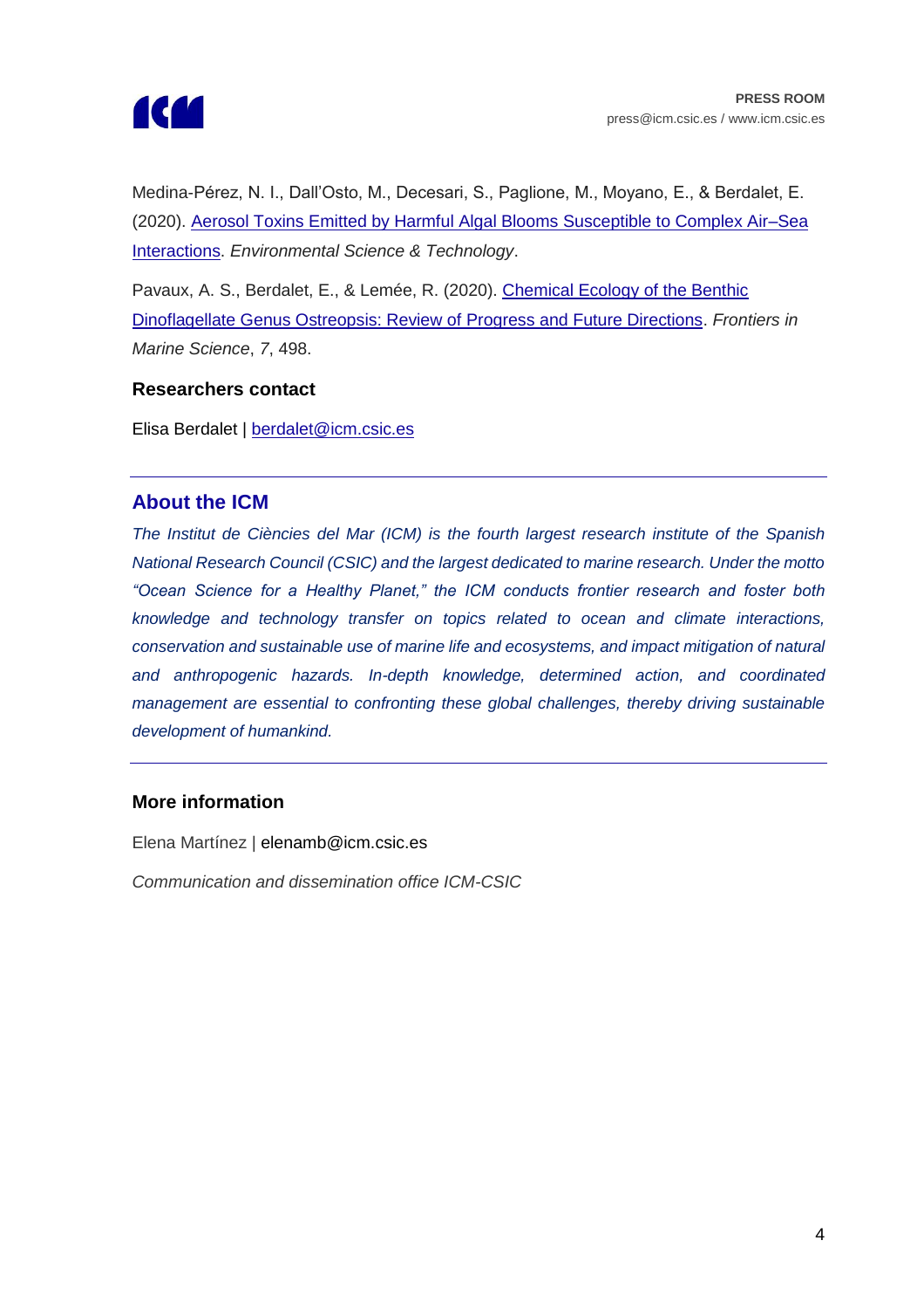Medina-Pérez, N. I., Dall'Osto, M., Decesari, S., Paglione, M., Moyano, E., & Berdalet, E. (2020). Aerosol Toxins Emitted by Harmful Algal Blooms Susceptible to Complex Air–Sea Interactions. *Environmental Science & Technology*.

Pavaux, A. S., Berdalet, E., & Lemée, R. (2020). Chemical Ecology of the Benthic Dinoflagellate Genus Ostreopsis: Review of Progress and Future Directions. *Frontiers in Marine Science*, *7*, 498.

### Researchers contact

Elisa Berdalet | berdalet@icm.csic.es

---

## About the ICM

*The Institut de Ciències del Mar (ICM) is the fourth largest research institute of the Spanish National Research Council (CSIC) and the largest dedicated to marine research. Under the motto "Ocean Science for a Healthy Planet," the ICM conducts frontier research and foster both knowledge and technology transfer on topics related to ocean and climate interactions, conservation and sustainable use of marine life and ecosystems, and impact mitigation of natural and anthropogenic hazards. In-depth knowledge, determined action, and coordinated management are essential to confronting these global challenges, thereby driving sustainable development of humankind.*

---

### More information

Elena Martínez | elenamb@icm.csic.es

*Communication and dissemination office ICM-CSIC*